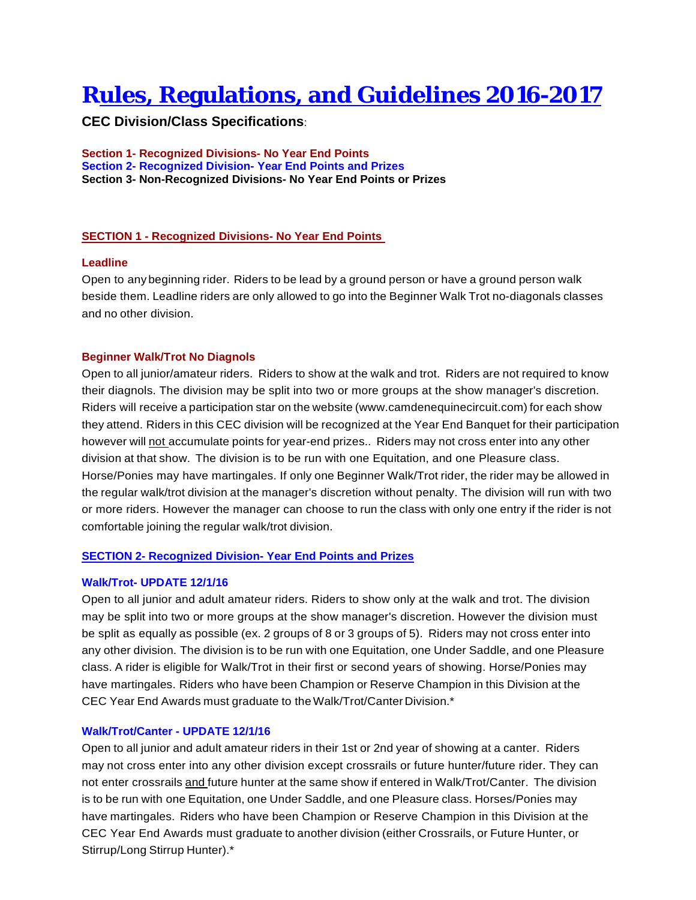# Rules, Regulations, and Guidelines 2016-2017

**CEC Division/Class Specifications**:

**Section 1- Recognized Divisions- No Year End Points**
**Section 2- Recognized Division- Year End Points and Prizes**
**Section 3- Non-Recognized Divisions- No Year End Points or Prizes**

## SECTION 1 - Recognized Divisions- No Year End Points

### Leadline

Open to any beginning rider. Riders to be lead by a ground person or have a ground person walk beside them. Leadline riders are only allowed to go into the Beginner Walk Trot no-diagonals classes and no other division.

### Beginner Walk/Trot No Diagnols

Open to all junior/amateur riders. Riders to show at the walk and trot. Riders are not required to know their diagnols. The division may be split into two or more groups at the show manager's discretion. Riders will receive a participation star on the website (www.camdenequinecircuit.com) for each show they attend. Riders in this CEC division will be recognized at the Year End Banquet for their participation however will not accumulate points for year-end prizes.. Riders may not cross enter into any other division at that show. The division is to be run with one Equitation, and one Pleasure class. Horse/Ponies may have martingales. If only one Beginner Walk/Trot rider, the rider may be allowed in the regular walk/trot division at the manager's discretion without penalty. The division will run with two or more riders. However the manager can choose to run the class with only one entry if the rider is not comfortable joining the regular walk/trot division.

## SECTION 2- Recognized Division- Year End Points and Prizes

### Walk/Trot- UPDATE 12/1/16

Open to all junior and adult amateur riders. Riders to show only at the walk and trot. The division may be split into two or more groups at the show manager's discretion. However the division must be split as equally as possible (ex. 2 groups of 8 or 3 groups of 5). Riders may not cross enter into any other division. The division is to be run with one Equitation, one Under Saddle, and one Pleasure class. A rider is eligible for Walk/Trot in their first or second years of showing. Horse/Ponies may have martingales. Riders who have been Champion or Reserve Champion in this Division at the CEC Year End Awards must graduate to the Walk/Trot/Canter Division.*

### Walk/Trot/Canter - UPDATE 12/1/16

Open to all junior and adult amateur riders in their 1st or 2nd year of showing at a canter. Riders may not cross enter into any other division except crossrails or future hunter/future rider. They can not enter crossrails and future hunter at the same show if entered in Walk/Trot/Canter. The division is to be run with one Equitation, one Under Saddle, and one Pleasure class. Horses/Ponies may have martingales. Riders who have been Champion or Reserve Champion in this Division at the CEC Year End Awards must graduate to another division (either Crossrails, or Future Hunter, or Stirrup/Long Stirrup Hunter).*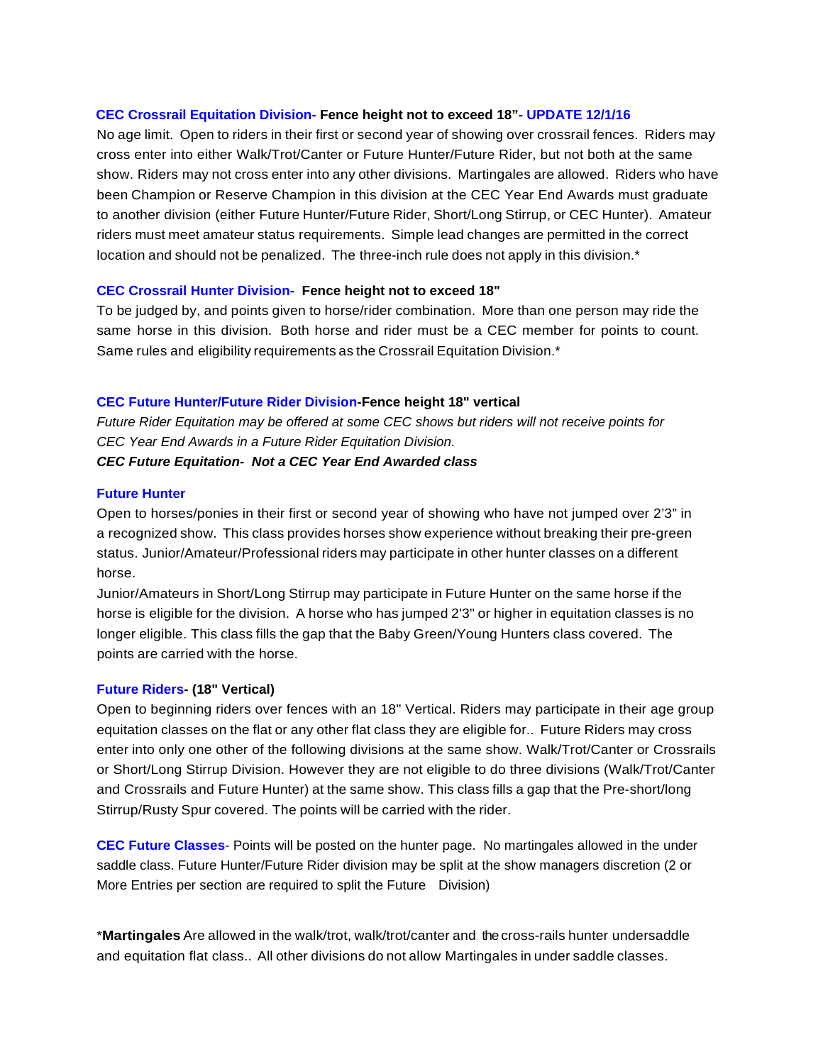**CEC Crossrail Equitation Division- Fence height not to exceed 18”- UPDATE 12/1/16**

No age limit. Open to riders in their first or second year of showing over crossrail fences. Riders may cross enter into either Walk/Trot/Canter or Future Hunter/Future Rider, but not both at the same show. Riders may not cross enter into any other divisions. Martingales are allowed. Riders who have been Champion or Reserve Champion in this division at the CEC Year End Awards must graduate to another division (either Future Hunter/Future Rider, Short/Long Stirrup, or CEC Hunter). Amateur riders must meet amateur status requirements. Simple lead changes are permitted in the correct location and should not be penalized. The three-inch rule does not apply in this division.*

**CEC Crossrail Hunter Division- Fence height not to exceed 18"**

To be judged by, and points given to horse/rider combination. More than one person may ride the same horse in this division. Both horse and rider must be a CEC member for points to count. Same rules and eligibility requirements as the Crossrail Equitation Division.*

**CEC Future Hunter/Future Rider Division-Fence height 18" vertical**

*Future Rider Equitation may be offered at some CEC shows but riders will not receive points for CEC Year End Awards in a Future Rider Equitation Division.*

***CEC Future Equitation- Not a CEC Year End Awarded class***

**Future Hunter**

Open to horses/ponies in their first or second year of showing who have not jumped over 2’3” in a recognized show. This class provides horses show experience without breaking their pre-green status. Junior/Amateur/Professional riders may participate in other hunter classes on a different horse.

Junior/Amateurs in Short/Long Stirrup may participate in Future Hunter on the same horse if the horse is eligible for the division. A horse who has jumped 2'3" or higher in equitation classes is no longer eligible. This class fills the gap that the Baby Green/Young Hunters class covered. The points are carried with the horse.

**Future Riders- (18" Vertical)**

Open to beginning riders over fences with an 18" Vertical. Riders may participate in their age group equitation classes on the flat or any other flat class they are eligible for.. Future Riders may cross enter into only one other of the following divisions at the same show. Walk/Trot/Canter or Crossrails or Short/Long Stirrup Division. However they are not eligible to do three divisions (Walk/Trot/Canter and Crossrails and Future Hunter) at the same show. This class fills a gap that the Pre-short/long Stirrup/Rusty Spur covered. The points will be carried with the rider.

**CEC Future Classes**- Points will be posted on the hunter page. No martingales allowed in the under saddle class. Future Hunter/Future Rider division may be split at the show managers discretion (2 or More Entries per section are required to split the Future Division)

*__Martingales__ Are allowed in the walk/trot, walk/trot/canter and the cross-rails hunter undersaddle and equitation flat class.. All other divisions do not allow Martingales in under saddle classes.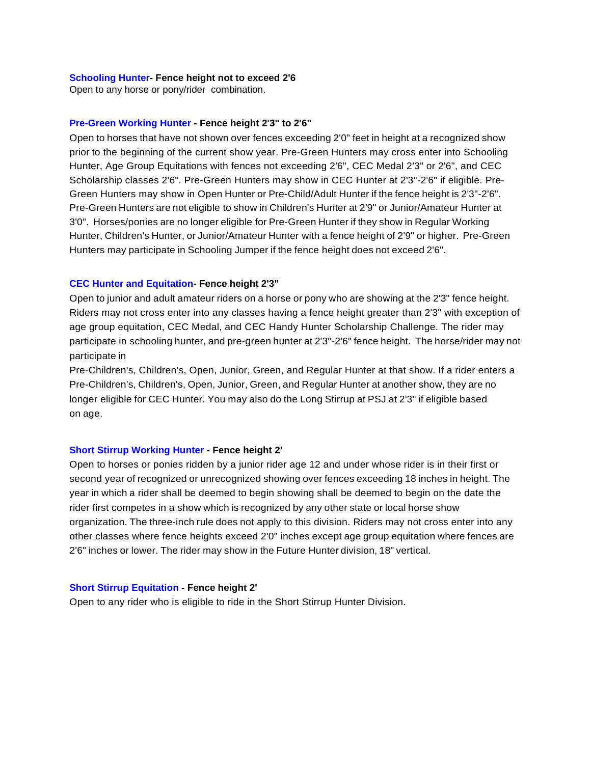**Schooling Hunter- Fence height not to exceed 2'6**

Open to any horse or pony/rider combination.

**Pre-Green Working Hunter - Fence height 2'3" to 2'6"**

Open to horses that have not shown over fences exceeding 2'0" feet in height at a recognized show prior to the beginning of the current show year. Pre-Green Hunters may cross enter into Schooling Hunter, Age Group Equitations with fences not exceeding 2'6", CEC Medal 2'3" or 2'6", and CEC Scholarship classes 2'6". Pre-Green Hunters may show in CEC Hunter at 2'3"-2'6" if eligible. Pre-Green Hunters may show in Open Hunter or Pre-Child/Adult Hunter if the fence height is 2'3"-2'6". Pre-Green Hunters are not eligible to show in Children's Hunter at 2'9" or Junior/Amateur Hunter at 3'0". Horses/ponies are no longer eligible for Pre-Green Hunter if they show in Regular Working Hunter, Children's Hunter, or Junior/Amateur Hunter with a fence height of 2'9" or higher. Pre-Green Hunters may participate in Schooling Jumper if the fence height does not exceed 2'6".

**CEC Hunter and Equitation- Fence height 2'3"**

Open to junior and adult amateur riders on a horse or pony who are showing at the 2'3" fence height. Riders may not cross enter into any classes having a fence height greater than 2'3" with exception of age group equitation, CEC Medal, and CEC Handy Hunter Scholarship Challenge. The rider may participate in schooling hunter, and pre-green hunter at 2'3"-2'6" fence height. The horse/rider may not participate in

Pre-Children's, Children's, Open, Junior, Green, and Regular Hunter at that show. If a rider enters a Pre-Children's, Children's, Open, Junior, Green, and Regular Hunter at another show, they are no longer eligible for CEC Hunter. You may also do the Long Stirrup at PSJ at 2'3" if eligible based on age.

**Short Stirrup Working Hunter - Fence height 2'**

Open to horses or ponies ridden by a junior rider age 12 and under whose rider is in their first or second year of recognized or unrecognized showing over fences exceeding 18 inches in height. The year in which a rider shall be deemed to begin showing shall be deemed to begin on the date the rider first competes in a show which is recognized by any other state or local horse show organization. The three-inch rule does not apply to this division. Riders may not cross enter into any other classes where fence heights exceed 2'0" inches except age group equitation where fences are 2'6" inches or lower. The rider may show in the Future Hunter division, 18" vertical.

**Short Stirrup Equitation - Fence height 2'**

Open to any rider who is eligible to ride in the Short Stirrup Hunter Division.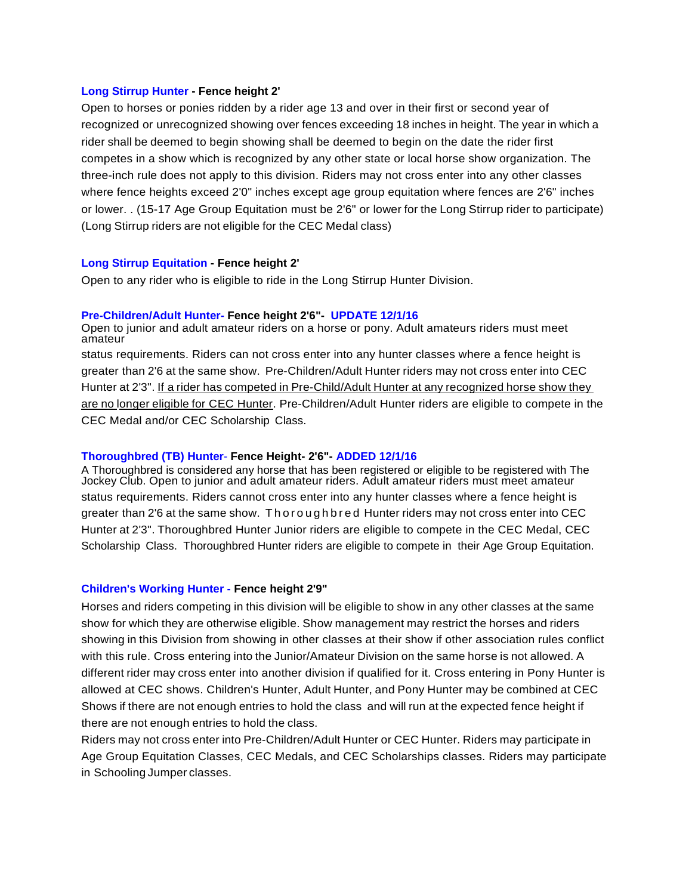**Long Stirrup Hunter - Fence height 2'**

Open to horses or ponies ridden by a rider age 13 and over in their first or second year of recognized or unrecognized showing over fences exceeding 18 inches in height. The year in which a rider shall be deemed to begin showing shall be deemed to begin on the date the rider first competes in a show which is recognized by any other state or local horse show organization. The three-inch rule does not apply to this division. Riders may not cross enter into any other classes where fence heights exceed 2'0" inches except age group equitation where fences are 2'6" inches or lower. . (15-17 Age Group Equitation must be 2'6" or lower for the Long Stirrup rider to participate) (Long Stirrup riders are not eligible for the CEC Medal class)

**Long Stirrup Equitation - Fence height 2'**

Open to any rider who is eligible to ride in the Long Stirrup Hunter Division.

**Pre-Children/Adult Hunter- Fence height 2'6"- UPDATE 12/1/16**

Open to junior and adult amateur riders on a horse or pony. Adult amateurs riders must meet amateur status requirements. Riders can not cross enter into any hunter classes where a fence height is greater than 2'6 at the same show. Pre-Children/Adult Hunter riders may not cross enter into CEC Hunter at 2'3". <u>If a rider has competed in Pre-Child/Adult Hunter at any recognized horse show they are no longer eligible for CEC Hunter</u>. Pre-Children/Adult Hunter riders are eligible to compete in the CEC Medal and/or CEC Scholarship Class.

**Thoroughbred (TB) Hunter- Fence Height- 2'6"- ADDED 12/1/16**

A Thoroughbred is considered any horse that has been registered or eligible to be registered with The Jockey Club. Open to junior and adult amateur riders. Adult amateur riders must meet amateur status requirements. Riders cannot cross enter into any hunter classes where a fence height is greater than 2'6 at the same show. Thoroughbred Hunter riders may not cross enter into CEC Hunter at 2'3". Thoroughbred Hunter Junior riders are eligible to compete in the CEC Medal, CEC Scholarship Class. Thoroughbred Hunter riders are eligible to compete in their Age Group Equitation.

**Children's Working Hunter - Fence height 2'9"**

Horses and riders competing in this division will be eligible to show in any other classes at the same show for which they are otherwise eligible. Show management may restrict the horses and riders showing in this Division from showing in other classes at their show if other association rules conflict with this rule. Cross entering into the Junior/Amateur Division on the same horse is not allowed. A different rider may cross enter into another division if qualified for it. Cross entering in Pony Hunter is allowed at CEC shows. Children's Hunter, Adult Hunter, and Pony Hunter may be combined at CEC Shows if there are not enough entries to hold the class and will run at the expected fence height if there are not enough entries to hold the class.

Riders may not cross enter into Pre-Children/Adult Hunter or CEC Hunter. Riders may participate in Age Group Equitation Classes, CEC Medals, and CEC Scholarships classes. Riders may participate in Schooling Jumper classes.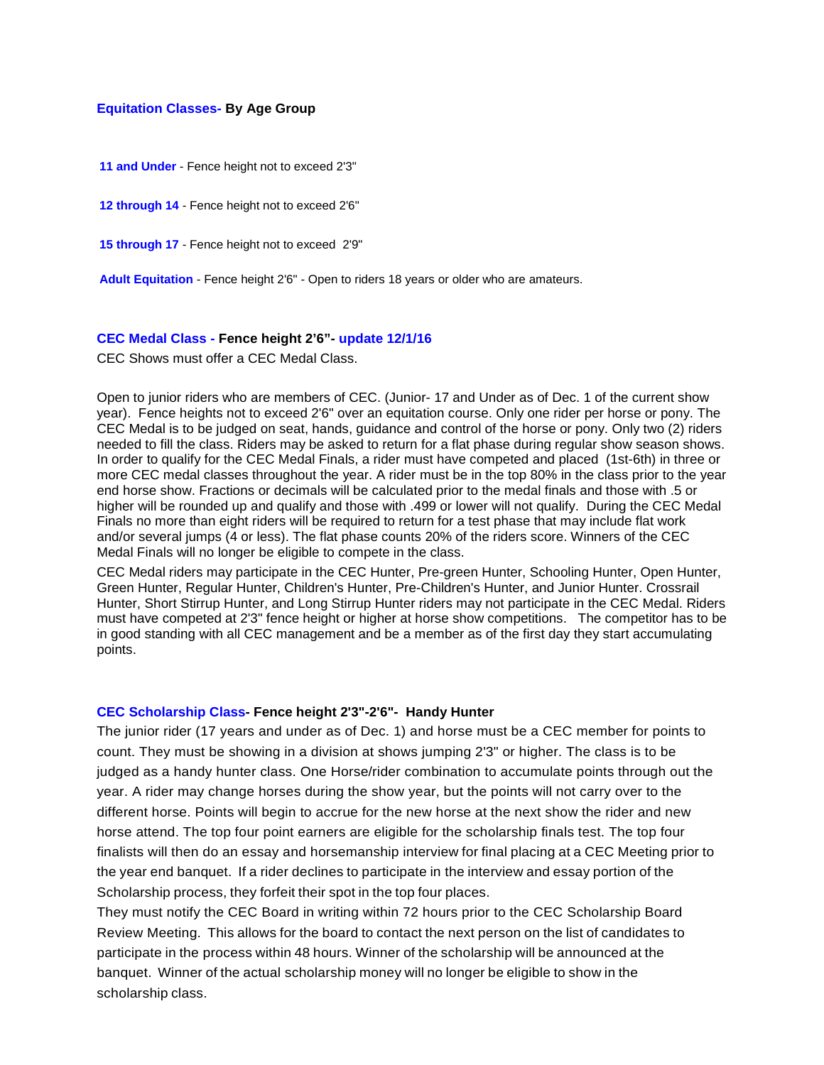## **Equation Classes- By Age Group**

**11 and Under** - Fence height not to exceed 2'3"

**12 through 14** - Fence height not to exceed 2'6"

**15 through 17** - Fence height not to exceed 2'9"

**Adult Equitation** - Fence height 2'6" - Open to riders 18 years or older who are amateurs.

### **CEC Medal Class - Fence height 2'6"- update 12/1/16**

CEC Shows must offer a CEC Medal Class.

Open to junior riders who are members of CEC. (Junior- 17 and Under as of Dec. 1 of the current show year). Fence heights not to exceed 2'6" over an equitation course. Only one rider per horse or pony. The CEC Medal is to be judged on seat, hands, guidance and control of the horse or pony. Only two (2) riders needed to fill the class. Riders may be asked to return for a flat phase during regular show season shows. In order to qualify for the CEC Medal Finals, a rider must have competed and placed (1st-6th) in three or more CEC medal classes throughout the year. A rider must be in the top 80% in the class prior to the year end horse show. Fractions or decimals will be calculated prior to the medal finals and those with .5 or higher will be rounded up and qualify and those with .499 or lower will not qualify. During the CEC Medal Finals no more than eight riders will be required to return for a test phase that may include flat work and/or several jumps (4 or less). The flat phase counts 20% of the riders score. Winners of the CEC Medal Finals will no longer be eligible to compete in the class.

CEC Medal riders may participate in the CEC Hunter, Pre-green Hunter, Schooling Hunter, Open Hunter, Green Hunter, Regular Hunter, Children's Hunter, Pre-Children's Hunter, and Junior Hunter. Crossrail Hunter, Short Stirrup Hunter, and Long Stirrup Hunter riders may not participate in the CEC Medal. Riders must have competed at 2'3" fence height or higher at horse show competitions. The competitor has to be in good standing with all CEC management and be a member as of the first day they start accumulating points.

### **CEC Scholarship Class- Fence height 2'3"-2'6"- Handy Hunter**

The junior rider (17 years and under as of Dec. 1) and horse must be a CEC member for points to count. They must be showing in a division at shows jumping 2'3" or higher. The class is to be judged as a handy hunter class. One Horse/rider combination to accumulate points through out the year. A rider may change horses during the show year, but the points will not carry over to the different horse. Points will begin to accrue for the new horse at the next show the rider and new horse attend. The top four point earners are eligible for the scholarship finals test. The top four finalists will then do an essay and horsemanship interview for final placing at a CEC Meeting prior to the year end banquet. If a rider declines to participate in the interview and essay portion of the Scholarship process, they forfeit their spot in the top four places.

They must notify the CEC Board in writing within 72 hours prior to the CEC Scholarship Board Review Meeting. This allows for the board to contact the next person on the list of candidates to participate in the process within 48 hours. Winner of the scholarship will be announced at the banquet. Winner of the actual scholarship money will no longer be eligible to show in the scholarship class.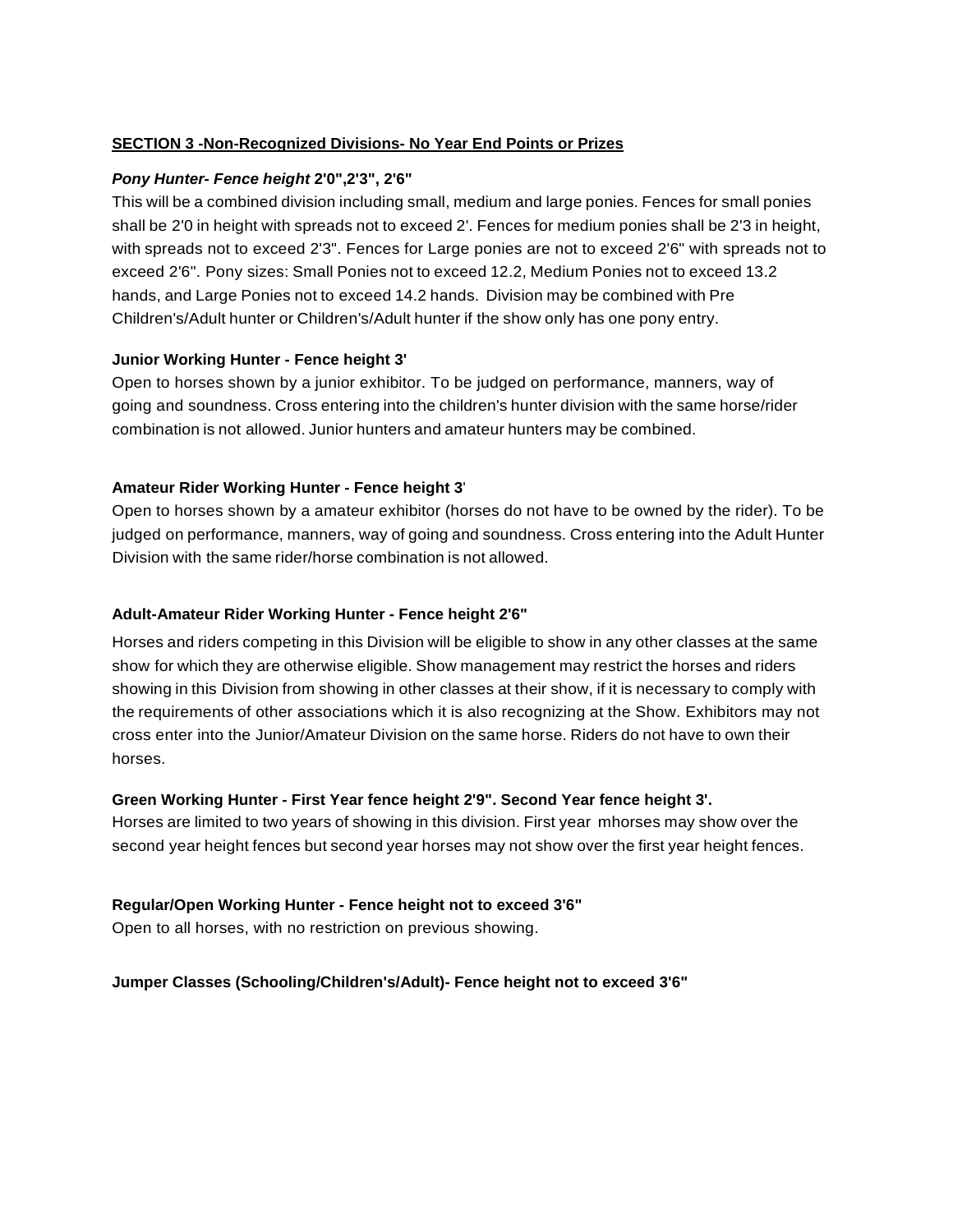## SECTION 3 -Non-Recognized Divisions- No Year End Points or Prizes

***Pony Hunter- Fence height* 2'0",2'3", 2'6"**

This will be a combined division including small, medium and large ponies. Fences for small ponies shall be 2'0 in height with spreads not to exceed 2'. Fences for medium ponies shall be 2'3 in height, with spreads not to exceed 2'3". Fences for Large ponies are not to exceed 2'6" with spreads not to exceed 2'6". Pony sizes: Small Ponies not to exceed 12.2, Medium Ponies not to exceed 13.2 hands, and Large Ponies not to exceed 14.2 hands. Division may be combined with Pre Children's/Adult hunter or Children's/Adult hunter if the show only has one pony entry.

**Junior Working Hunter - Fence height 3'**

Open to horses shown by a junior exhibitor. To be judged on performance, manners, way of going and soundness. Cross entering into the children's hunter division with the same horse/rider combination is not allowed. Junior hunters and amateur hunters may be combined.

**Amateur Rider Working Hunter - Fence height 3'**

Open to horses shown by a amateur exhibitor (horses do not have to be owned by the rider). To be judged on performance, manners, way of going and soundness. Cross entering into the Adult Hunter Division with the same rider/horse combination is not allowed.

**Adult-Amateur Rider Working Hunter - Fence height 2'6"**

Horses and riders competing in this Division will be eligible to show in any other classes at the same show for which they are otherwise eligible. Show management may restrict the horses and riders showing in this Division from showing in other classes at their show, if it is necessary to comply with the requirements of other associations which it is also recognizing at the Show. Exhibitors may not cross enter into the Junior/Amateur Division on the same horse. Riders do not have to own their horses.

**Green Working Hunter - First Year fence height 2'9". Second Year fence height 3'.**

Horses are limited to two years of showing in this division. First year mhorses may show over the second year height fences but second year horses may not show over the first year height fences.

**Regular/Open Working Hunter - Fence height not to exceed 3'6"**

Open to all horses, with no restriction on previous showing.

**Jumper Classes (Schooling/Children's/Adult)- Fence height not to exceed 3'6"**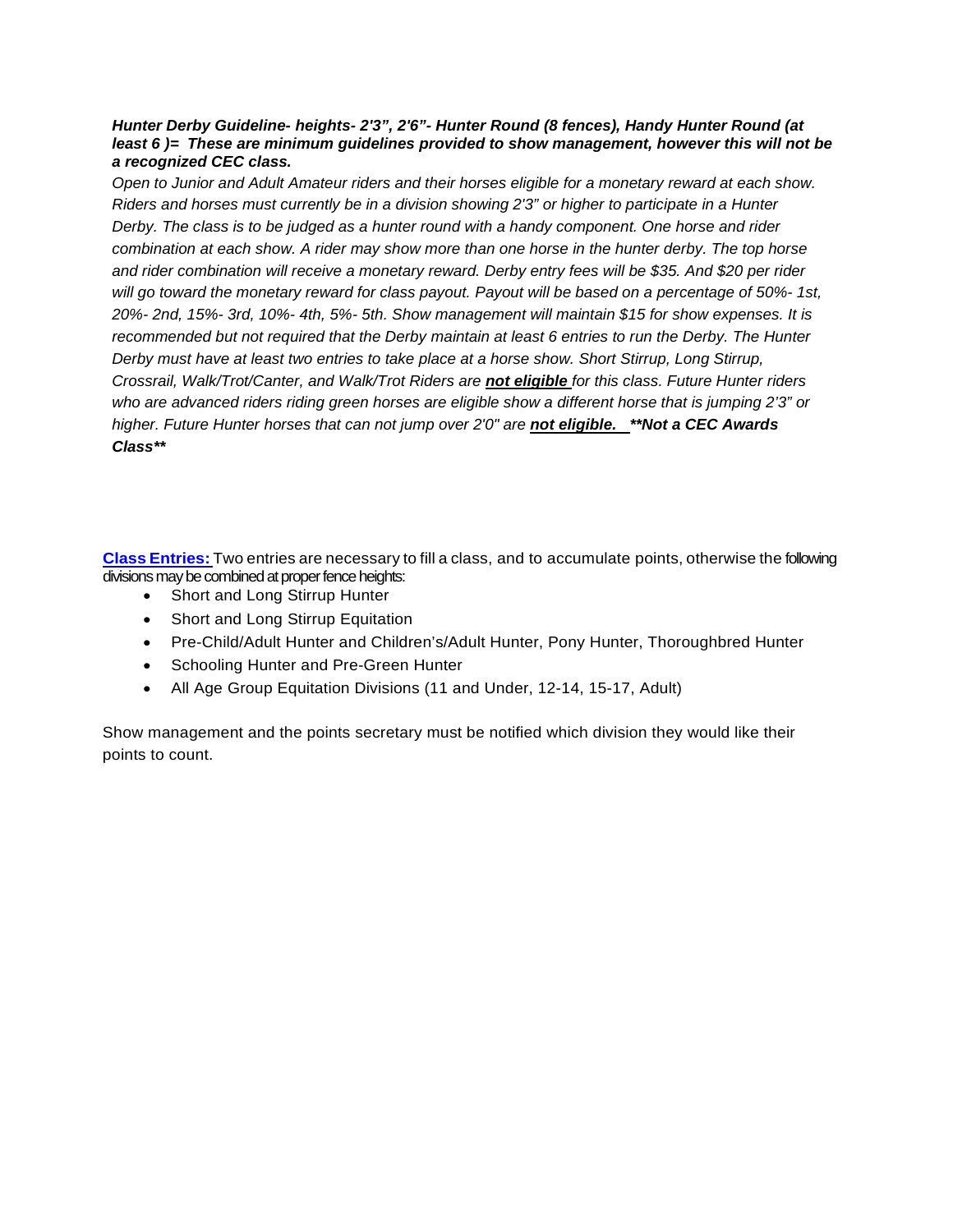***Hunter Derby Guideline- heights- 2'3", 2'6"- Hunter Round (8 fences), Handy Hunter Round (at least 6 )= These are minimum guidelines provided to show management, however this will not be a recognized CEC class.***

*Open to Junior and Adult Amateur riders and their horses eligible for a monetary reward at each show. Riders and horses must currently be in a division showing 2'3" or higher to participate in a Hunter Derby. The class is to be judged as a hunter round with a handy component. One horse and rider combination at each show. A rider may show more than one horse in the hunter derby. The top horse and rider combination will receive a monetary reward. Derby entry fees will be $35. And $20 per rider will go toward the monetary reward for class payout. Payout will be based on a percentage of 50%- 1st, 20%- 2nd, 15%- 3rd, 10%- 4th, 5%- 5th. Show management will maintain $15 for show expenses. It is recommended but not required that the Derby maintain at least 6 entries to run the Derby. The Hunter Derby must have at least two entries to take place at a horse show. Short Stirrup, Long Stirrup, Crossrail, Walk/Trot/Canter, and Walk/Trot Riders are* ***not eligible*** *for this class. Future Hunter riders who are advanced riders riding green horses are eligible show a different horse that is jumping 2'3" or higher. Future Hunter horses that can not jump over 2'0" are* ***not eligible.*** ***\*\*Not a CEC Awards Class\*\****

**Class Entries:** Two entries are necessary to fill a class, and to accumulate points, otherwise the following divisions may be combined at proper fence heights:

- Short and Long Stirrup Hunter
- Short and Long Stirrup Equitation
- Pre-Child/Adult Hunter and Children's/Adult Hunter, Pony Hunter, Thoroughbred Hunter
- Schooling Hunter and Pre-Green Hunter
- All Age Group Equitation Divisions (11 and Under, 12-14, 15-17, Adult)

Show management and the points secretary must be notified which division they would like their points to count.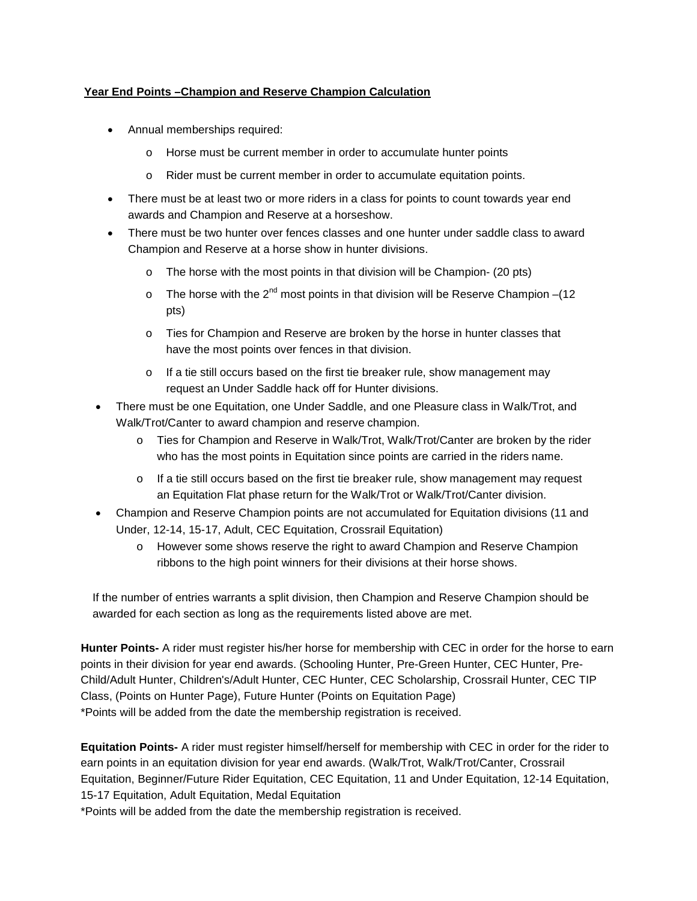**Year End Points –Champion and Reserve Champion Calculation**

- Annual memberships required:
  - Horse must be current member in order to accumulate hunter points
  - Rider must be current member in order to accumulate equitation points.
- There must be at least two or more riders in a class for points to count towards year end awards and Champion and Reserve at a horseshow.
- There must be two hunter over fences classes and one hunter under saddle class to award Champion and Reserve at a horse show in hunter divisions.
  - The horse with the most points in that division will be Champion- (20 pts)
  - The horse with the 2nd most points in that division will be Reserve Champion –(12 pts)
  - Ties for Champion and Reserve are broken by the horse in hunter classes that have the most points over fences in that division.
  - If a tie still occurs based on the first tie breaker rule, show management may request an Under Saddle hack off for Hunter divisions.
- There must be one Equitation, one Under Saddle, and one Pleasure class in Walk/Trot, and Walk/Trot/Canter to award champion and reserve champion.
  - Ties for Champion and Reserve in Walk/Trot, Walk/Trot/Canter are broken by the rider who has the most points in Equitation since points are carried in the riders name.
  - If a tie still occurs based on the first tie breaker rule, show management may request an Equitation Flat phase return for the Walk/Trot or Walk/Trot/Canter division.
- Champion and Reserve Champion points are not accumulated for Equitation divisions (11 and Under, 12-14, 15-17, Adult, CEC Equitation, Crossrail Equitation)
  - However some shows reserve the right to award Champion and Reserve Champion ribbons to the high point winners for their divisions at their horse shows.

If the number of entries warrants a split division, then Champion and Reserve Champion should be awarded for each section as long as the requirements listed above are met.

**Hunter Points-** A rider must register his/her horse for membership with CEC in order for the horse to earn points in their division for year end awards. (Schooling Hunter, Pre-Green Hunter, CEC Hunter, Pre-Child/Adult Hunter, Children's/Adult Hunter, CEC Hunter, CEC Scholarship, Crossrail Hunter, CEC TIP Class, (Points on Hunter Page), Future Hunter (Points on Equitation Page)
*Points will be added from the date the membership registration is received.

**Equitation Points-** A rider must register himself/herself for membership with CEC in order for the rider to earn points in an equitation division for year end awards. (Walk/Trot, Walk/Trot/Canter, Crossrail Equitation, Beginner/Future Rider Equitation, CEC Equitation, 11 and Under Equitation, 12-14 Equitation, 15-17 Equitation, Adult Equitation, Medal Equitation
*Points will be added from the date the membership registration is received.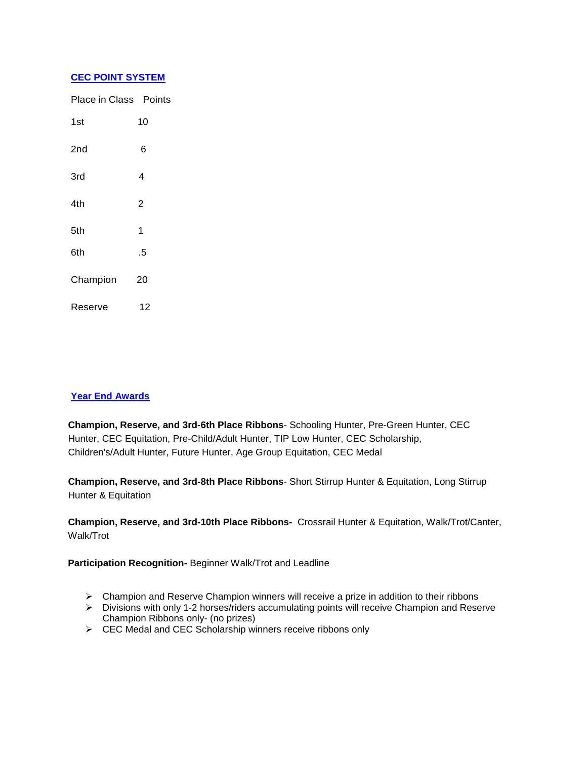## CEC POINT SYSTEM

| Place in Class | Points |
|---|---|
| 1st | 10 |
| 2nd | 6 |
| 3rd | 4 |
| 4th | 2 |
| 5th | 1 |
| 6th | .5 |
| Champion | 20 |
| Reserve | 12 |

## Year End Awards

**Champion, Reserve, and 3rd-6th Place Ribbons**- Schooling Hunter, Pre-Green Hunter, CEC Hunter, CEC Equitation, Pre-Child/Adult Hunter, TIP Low Hunter, CEC Scholarship, Children's/Adult Hunter, Future Hunter, Age Group Equitation, CEC Medal

**Champion, Reserve, and 3rd-8th Place Ribbons**- Short Stirrup Hunter & Equitation, Long Stirrup Hunter & Equitation

**Champion, Reserve, and 3rd-10th Place Ribbons-** Crossrail Hunter & Equitation, Walk/Trot/Canter, Walk/Trot

**Participation Recognition-** Beginner Walk/Trot and Leadline

- Champion and Reserve Champion winners will receive a prize in addition to their ribbons
- Divisions with only 1-2 horses/riders accumulating points will receive Champion and Reserve Champion Ribbons only- (no prizes)
- CEC Medal and CEC Scholarship winners receive ribbons only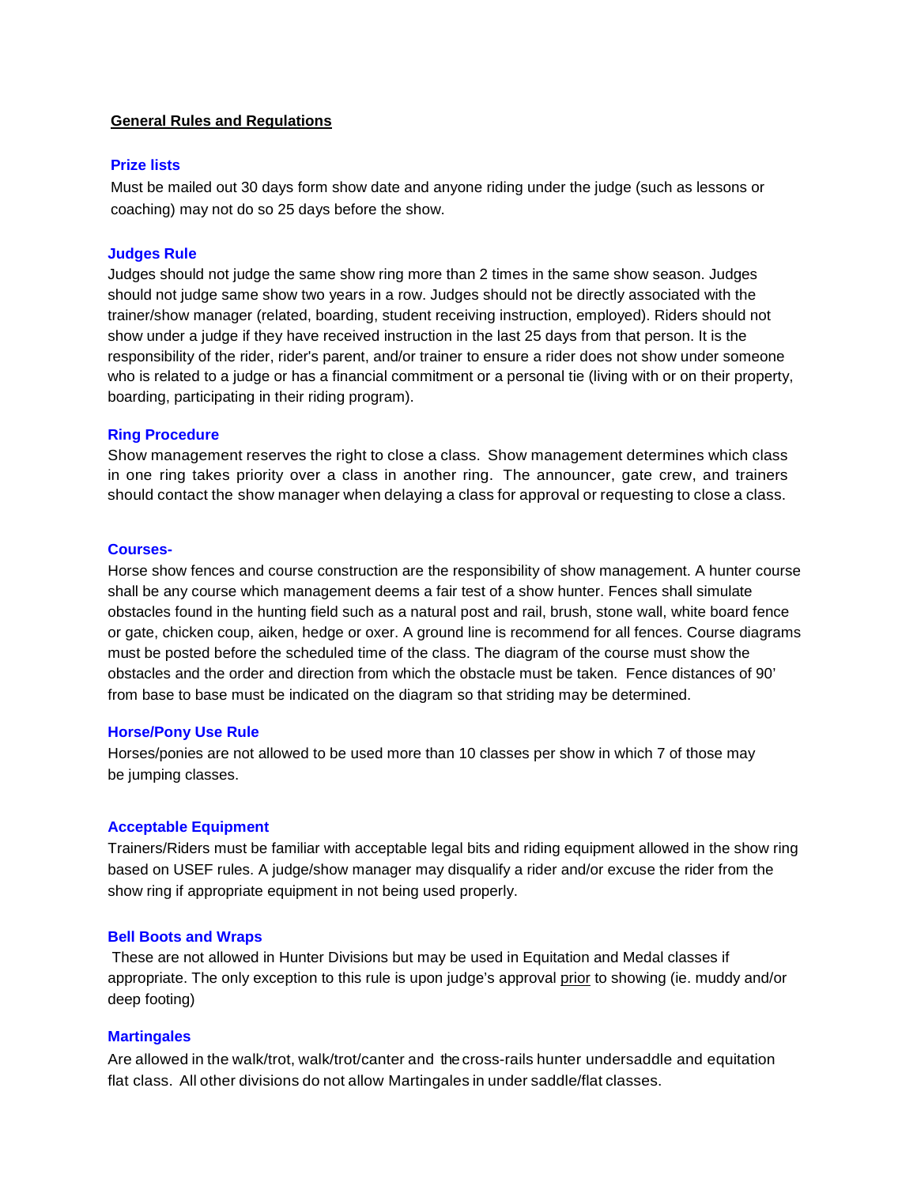## General Rules and Regulations

### Prize lists

Must be mailed out 30 days form show date and anyone riding under the judge (such as lessons or coaching) may not do so 25 days before the show.

### Judges Rule

Judges should not judge the same show ring more than 2 times in the same show season. Judges should not judge same show two years in a row. Judges should not be directly associated with the trainer/show manager (related, boarding, student receiving instruction, employed). Riders should not show under a judge if they have received instruction in the last 25 days from that person. It is the responsibility of the rider, rider's parent, and/or trainer to ensure a rider does not show under someone who is related to a judge or has a financial commitment or a personal tie (living with or on their property, boarding, participating in their riding program).

### Ring Procedure

Show management reserves the right to close a class. Show management determines which class in one ring takes priority over a class in another ring. The announcer, gate crew, and trainers should contact the show manager when delaying a class for approval or requesting to close a class.

### Courses-

Horse show fences and course construction are the responsibility of show management. A hunter course shall be any course which management deems a fair test of a show hunter. Fences shall simulate obstacles found in the hunting field such as a natural post and rail, brush, stone wall, white board fence or gate, chicken coup, aiken, hedge or oxer. A ground line is recommend for all fences. Course diagrams must be posted before the scheduled time of the class. The diagram of the course must show the obstacles and the order and direction from which the obstacle must be taken. Fence distances of 90' from base to base must be indicated on the diagram so that striding may be determined.

### Horse/Pony Use Rule

Horses/ponies are not allowed to be used more than 10 classes per show in which 7 of those may be jumping classes.

### Acceptable Equipment

Trainers/Riders must be familiar with acceptable legal bits and riding equipment allowed in the show ring based on USEF rules. A judge/show manager may disqualify a rider and/or excuse the rider from the show ring if appropriate equipment in not being used properly.

### Bell Boots and Wraps

These are not allowed in Hunter Divisions but may be used in Equitation and Medal classes if appropriate. The only exception to this rule is upon judge's approval prior to showing (ie. muddy and/or deep footing)

### Martingales

Are allowed in the walk/trot, walk/trot/canter and the cross-rails hunter undersaddle and equitation flat class. All other divisions do not allow Martingales in under saddle/flat classes.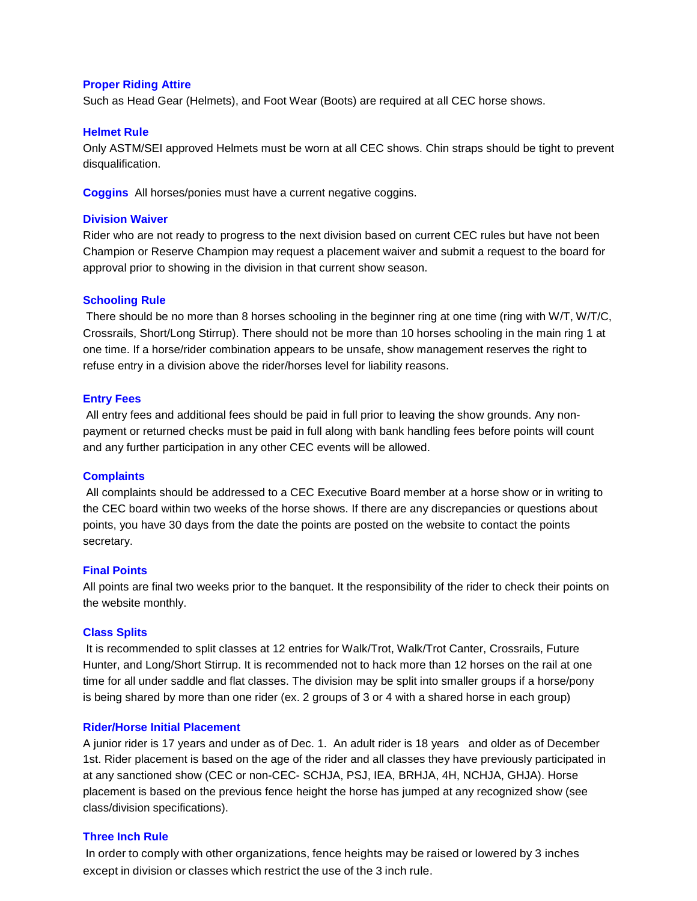### Proper Riding Attire

Such as Head Gear (Helmets), and Foot Wear (Boots) are required at all CEC horse shows.

### Helmet Rule

Only ASTM/SEI approved Helmets must be worn at all CEC shows. Chin straps should be tight to prevent disqualification.

**Coggins** All horses/ponies must have a current negative coggins.

### Division Waiver

Rider who are not ready to progress to the next division based on current CEC rules but have not been Champion or Reserve Champion may request a placement waiver and submit a request to the board for approval prior to showing in the division in that current show season.

### Schooling Rule

There should be no more than 8 horses schooling in the beginner ring at one time (ring with W/T, W/T/C, Crossrails, Short/Long Stirrup). There should not be more than 10 horses schooling in the main ring 1 at one time. If a horse/rider combination appears to be unsafe, show management reserves the right to refuse entry in a division above the rider/horses level for liability reasons.

### Entry Fees

All entry fees and additional fees should be paid in full prior to leaving the show grounds. Any non-payment or returned checks must be paid in full along with bank handling fees before points will count and any further participation in any other CEC events will be allowed.

### Complaints

All complaints should be addressed to a CEC Executive Board member at a horse show or in writing to the CEC board within two weeks of the horse shows. If there are any discrepancies or questions about points, you have 30 days from the date the points are posted on the website to contact the points secretary.

### Final Points

All points are final two weeks prior to the banquet. It the responsibility of the rider to check their points on the website monthly.

### Class Splits

It is recommended to split classes at 12 entries for Walk/Trot, Walk/Trot Canter, Crossrails, Future Hunter, and Long/Short Stirrup. It is recommended not to hack more than 12 horses on the rail at one time for all under saddle and flat classes. The division may be split into smaller groups if a horse/pony is being shared by more than one rider (ex. 2 groups of 3 or 4 with a shared horse in each group)

### Rider/Horse Initial Placement

A junior rider is 17 years and under as of Dec. 1. An adult rider is 18 years and older as of December 1st. Rider placement is based on the age of the rider and all classes they have previously participated in at any sanctioned show (CEC or non-CEC- SCHJA, PSJ, IEA, BRHJA, 4H, NCHJA, GHJA). Horse placement is based on the previous fence height the horse has jumped at any recognized show (see class/division specifications).

### Three Inch Rule

In order to comply with other organizations, fence heights may be raised or lowered by 3 inches except in division or classes which restrict the use of the 3 inch rule.